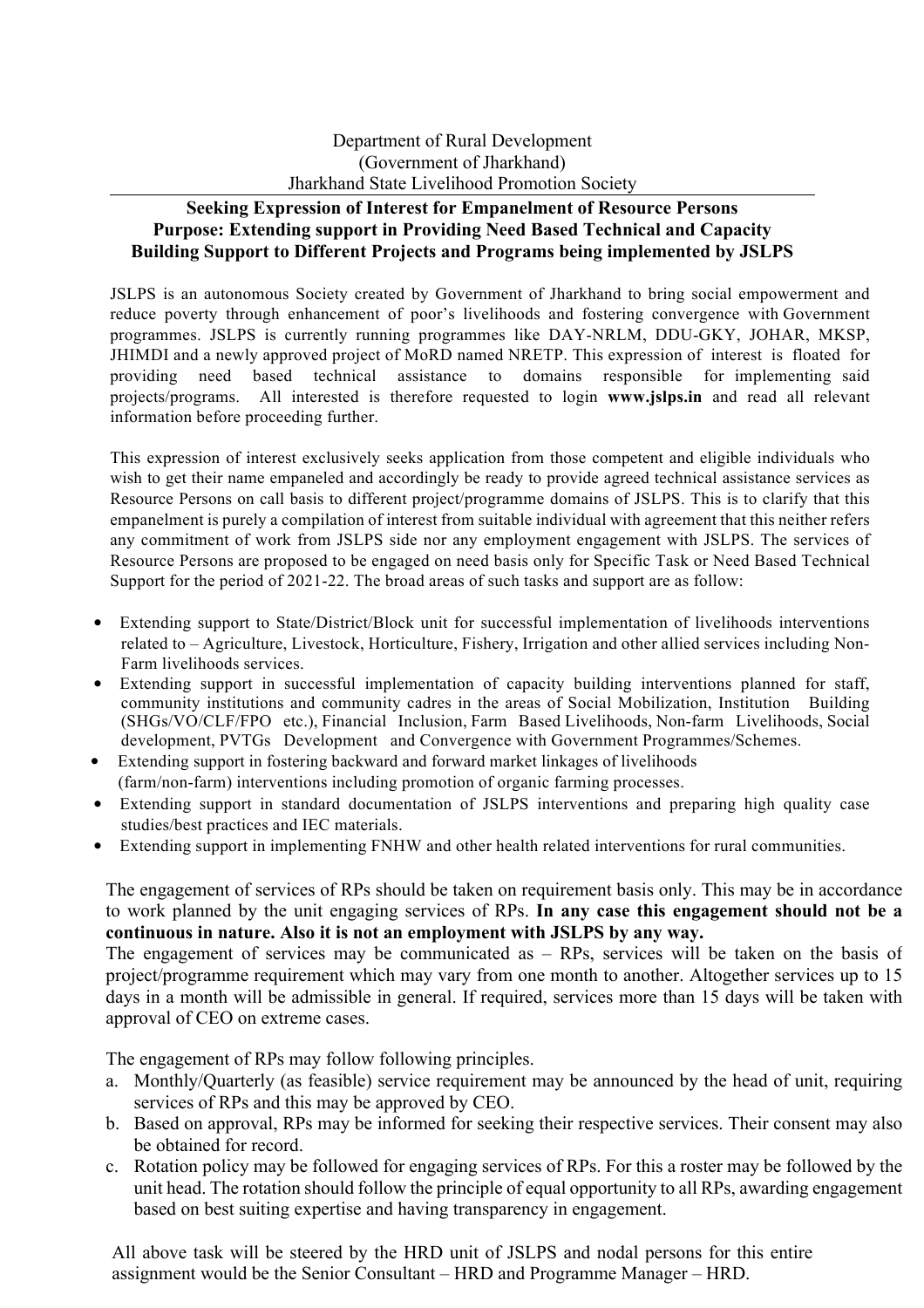Department of Rural Development
(Government of Jharkhand)
Jharkhand State Livelihood Promotion Society

## Seeking Expression of Interest for Empanelment of Resource Persons
## Purpose: Extending support in Providing Need Based Technical and Capacity Building Support to Different Projects and Programs being implemented by JSLPS

JSLPS is an autonomous Society created by Government of Jharkhand to bring social empowerment and reduce poverty through enhancement of poor's livelihoods and fostering convergence with Government programmes. JSLPS is currently running programmes like DAY-NRLM, DDU-GKY, JOHAR, MKSP, JHIMDI and a newly approved project of MoRD named NRETP. This expression of interest is floated for providing need based technical assistance to domains responsible for implementing said projects/programs. All interested is therefore requested to login **www.jslps.in** and read all relevant information before proceeding further.

This expression of interest exclusively seeks application from those competent and eligible individuals who wish to get their name empaneled and accordingly be ready to provide agreed technical assistance services as Resource Persons on call basis to different project/programme domains of JSLPS. This is to clarify that this empanelment is purely a compilation of interest from suitable individual with agreement that this neither refers any commitment of work from JSLPS side nor any employment engagement with JSLPS. The services of Resource Persons are proposed to be engaged on need basis only for Specific Task or Need Based Technical Support for the period of 2021-22. The broad areas of such tasks and support are as follow:

- Extending support to State/District/Block unit for successful implementation of livelihoods interventions related to – Agriculture, Livestock, Horticulture, Fishery, Irrigation and other allied services including Non-Farm livelihoods services.
- Extending support in successful implementation of capacity building interventions planned for staff, community institutions and community cadres in the areas of Social Mobilization, Institution Building (SHGs/VO/CLF/FPO etc.), Financial Inclusion, Farm Based Livelihoods, Non-farm Livelihoods, Social development, PVTGs Development and Convergence with Government Programmes/Schemes.
- Extending support in fostering backward and forward market linkages of livelihoods (farm/non-farm) interventions including promotion of organic farming processes.
- Extending support in standard documentation of JSLPS interventions and preparing high quality case studies/best practices and IEC materials.
- Extending support in implementing FNHW and other health related interventions for rural communities.

The engagement of services of RPs should be taken on requirement basis only. This may be in accordance to work planned by the unit engaging services of RPs. **In any case this engagement should not be a continuous in nature. Also it is not an employment with JSLPS by any way.**
The engagement of services may be communicated as – RPs, services will be taken on the basis of project/programme requirement which may vary from one month to another. Altogether services up to 15 days in a month will be admissible in general. If required, services more than 15 days will be taken with approval of CEO on extreme cases.

The engagement of RPs may follow following principles.

a. Monthly/Quarterly (as feasible) service requirement may be announced by the head of unit, requiring services of RPs and this may be approved by CEO.
b. Based on approval, RPs may be informed for seeking their respective services. Their consent may also be obtained for record.
c. Rotation policy may be followed for engaging services of RPs. For this a roster may be followed by the unit head. The rotation should follow the principle of equal opportunity to all RPs, awarding engagement based on best suiting expertise and having transparency in engagement.

All above task will be steered by the HRD unit of JSLPS and nodal persons for this entire assignment would be the Senior Consultant – HRD and Programme Manager – HRD.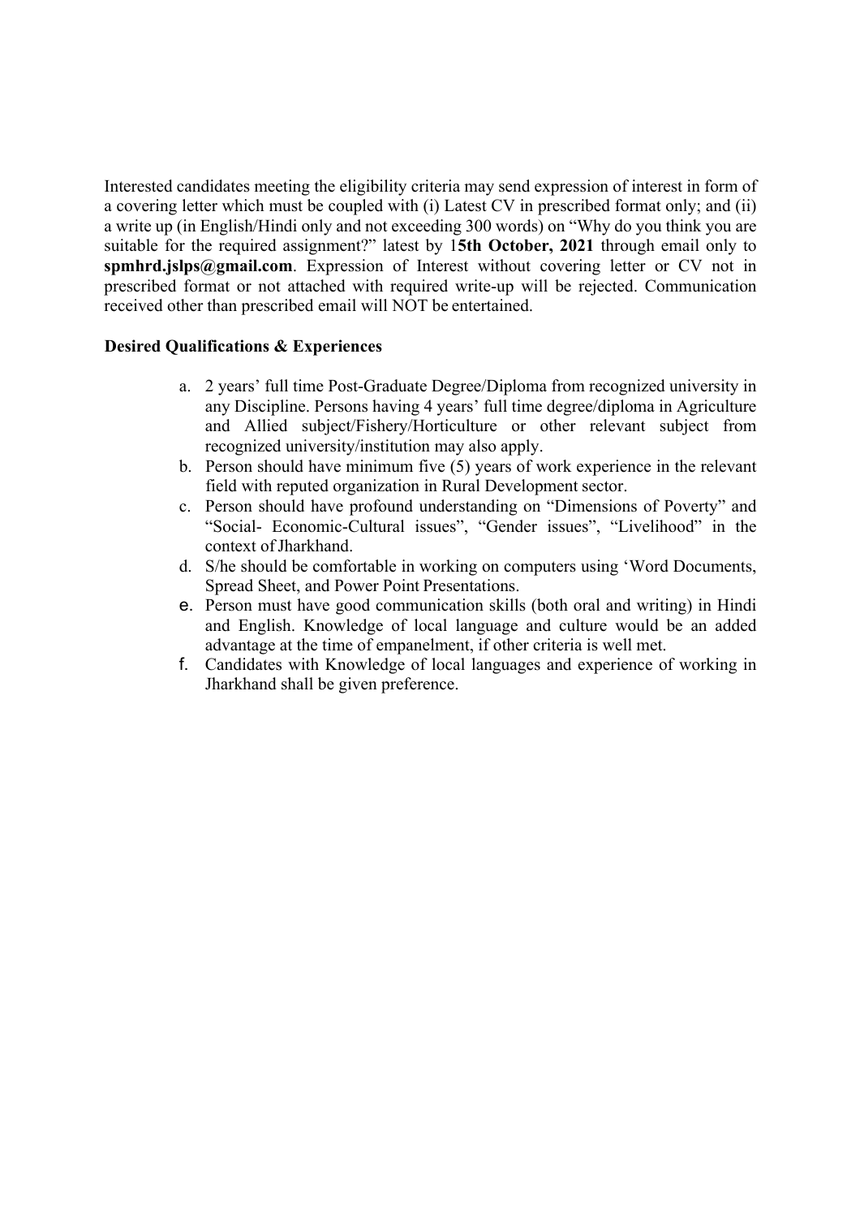Interested candidates meeting the eligibility criteria may send expression of interest in form of a covering letter which must be coupled with (i) Latest CV in prescribed format only; and (ii) a write up (in English/Hindi only and not exceeding 300 words) on "Why do you think you are suitable for the required assignment?" latest by 1**5th October, 2021** through email only to **spmhrd.jslps@gmail.com**. Expression of Interest without covering letter or CV not in prescribed format or not attached with required write-up will be rejected. Communication received other than prescribed email will NOT be entertained.

**Desired Qualifications & Experiences**

a. 2 years' full time Post-Graduate Degree/Diploma from recognized university in any Discipline. Persons having 4 years' full time degree/diploma in Agriculture and Allied subject/Fishery/Horticulture or other relevant subject from recognized university/institution may also apply.
b. Person should have minimum five (5) years of work experience in the relevant field with reputed organization in Rural Development sector.
c. Person should have profound understanding on "Dimensions of Poverty" and "Social- Economic-Cultural issues", "Gender issues", "Livelihood" in the context of Jharkhand.
d. S/he should be comfortable in working on computers using 'Word Documents, Spread Sheet, and Power Point Presentations.
e. Person must have good communication skills (both oral and writing) in Hindi and English. Knowledge of local language and culture would be an added advantage at the time of empanelment, if other criteria is well met.
f. Candidates with Knowledge of local languages and experience of working in Jharkhand shall be given preference.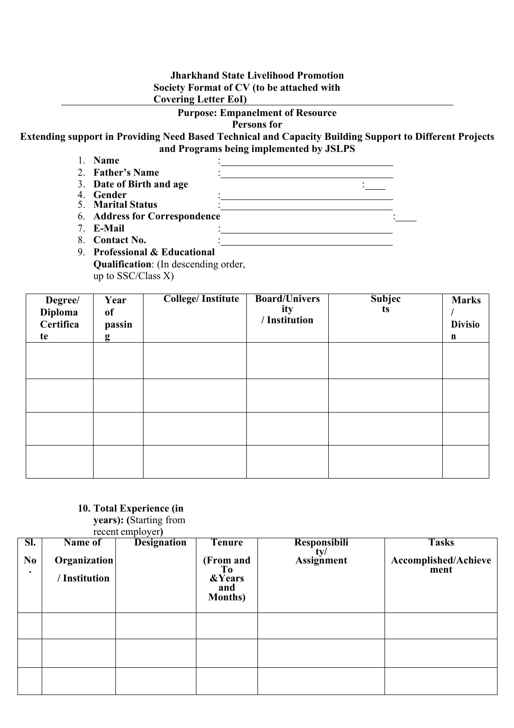**Jharkhand State Livelihood Promotion Society Format of CV (to be attached with Covering Letter EoI)**

**Purpose: Empanelment of Resource Persons for**

**Extending support in Providing Need Based Technical and Capacity Building Support to Different Projects and Programs being implemented by JSLPS**

1. **Name** :
2. **Father's Name** :
3. **Date of Birth and age** :
4. **Gender** :
5. **Marital Status** :
6. **Address for Correspondence** :
7. **E-Mail** :
8. **Contact No.** :
9. **Professional & Educational Qualification**: (In descending order, up to SSC/Class X)

| Degree/ Diploma Certificate | Year of passing | College/ Institute | Board/University / Institution | Subjects | Marks / Division |
|---|---|---|---|---|---|
| | | | | | |
| | | | | | |
| | | | | | |
| | | | | | |

10. **Total Experience (in years): (**Starting from recent employer**)**

| Sl. No. | Name of Organization / Institution | Designation | Tenure (From and To &Years and Months) | Responsibility/ Assignment | Tasks Accomplished/Achievement |
|---|---|---|---|---|---|
| | | | | | |
| | | | | | |
| | | | | | |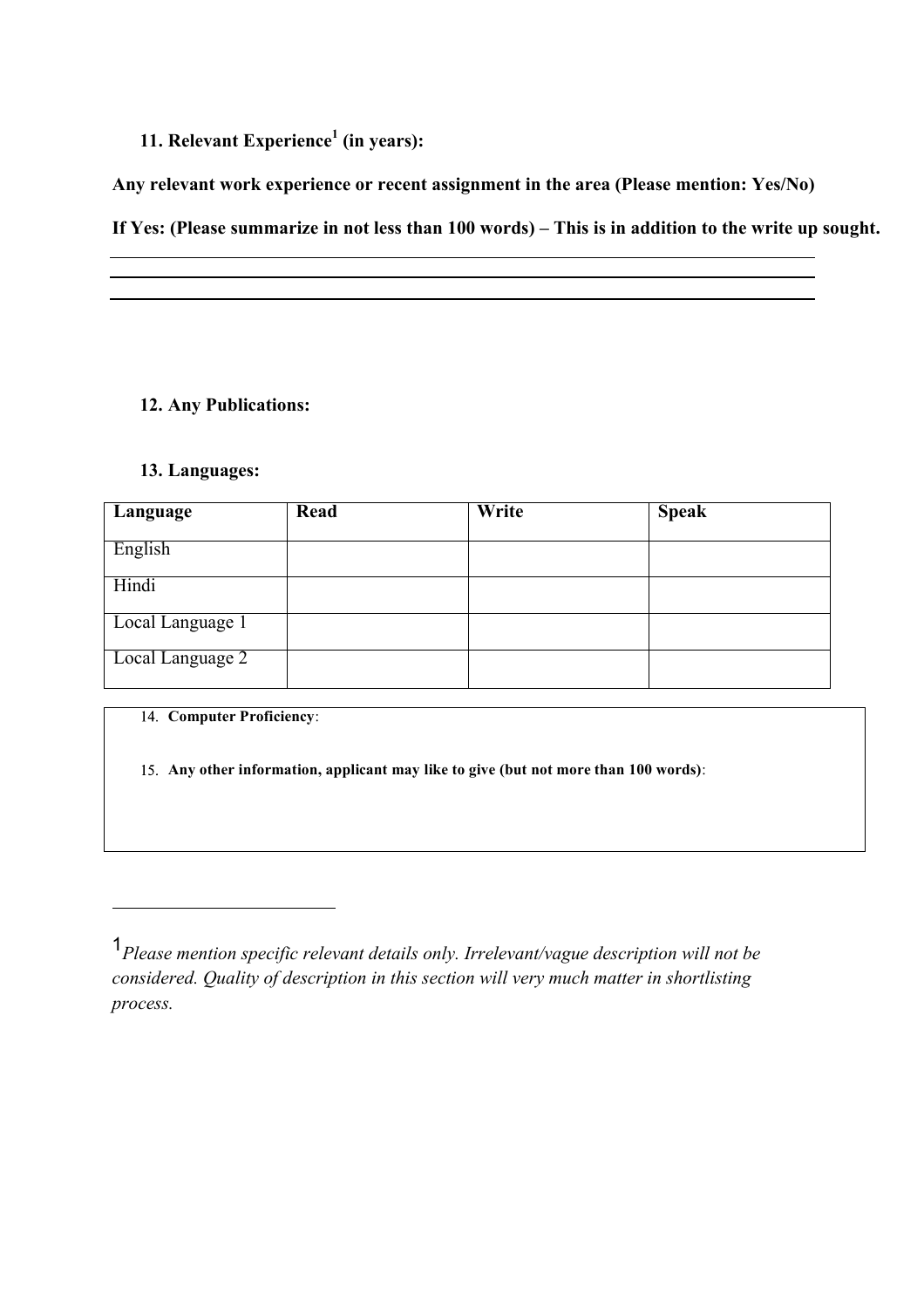**11. Relevant Experience[1] (in years):**

**Any relevant work experience or recent assignment in the area (Please mention: Yes/No)**

**If Yes: (Please summarize in not less than 100 words) – This is in addition to the write up sought.**

**12. Any Publications:**

**13. Languages:**

| Language | Read | Write | Speak |
|---|---|---|---|
| English | | | |
| Hindi | | | |
| Local Language 1 | | | |
| Local Language 2 | | | |

14. **Computer Proficiency**:

15. **Any other information, applicant may like to give (but not more than 100 words)**:

[1] *Please mention specific relevant details only. Irrelevant/vague description will not be considered. Quality of description in this section will very much matter in shortlisting process.*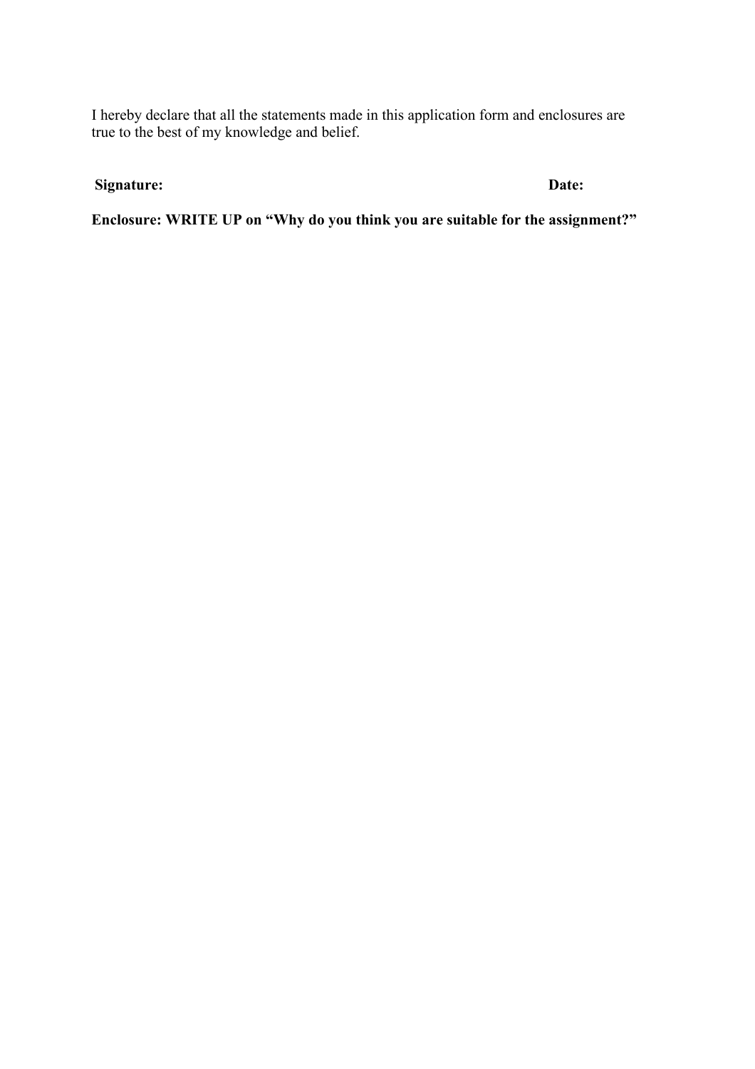I hereby declare that all the statements made in this application form and enclosures are true to the best of my knowledge and belief.

**Signature:** **Date:**

**Enclosure: WRITE UP on "Why do you think you are suitable for the assignment?"**